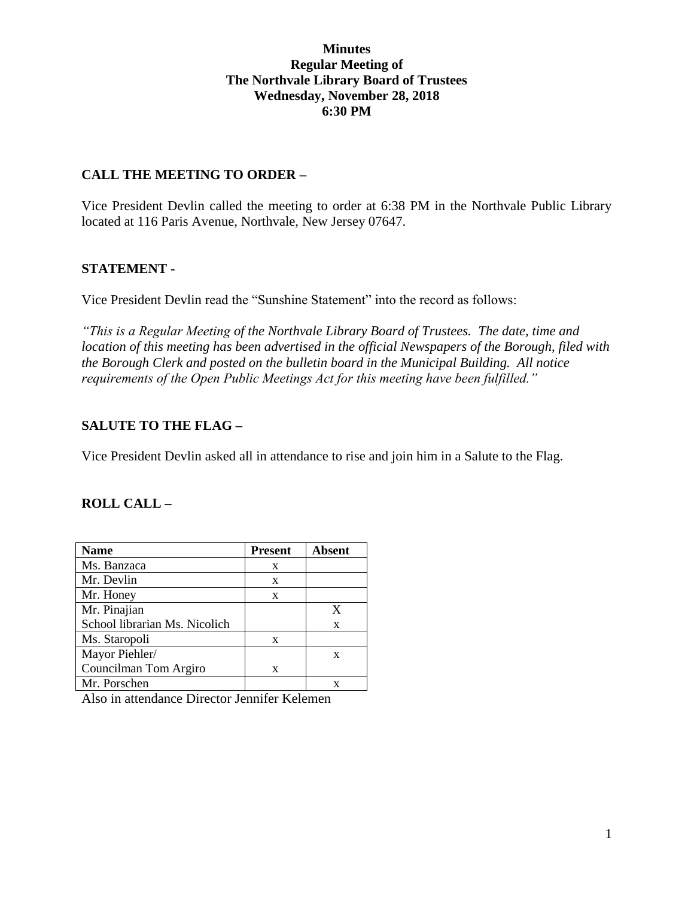# Minutes
## Regular Meeting of
## The Northvale Library Board of Trustees
## Wednesday, November 28, 2018
## 6:30 PM

### CALL THE MEETING TO ORDER –

Vice President Devlin called the meeting to order at 6:38 PM in the Northvale Public Library located at 116 Paris Avenue, Northvale, New Jersey 07647.

### STATEMENT -

Vice President Devlin read the "Sunshine Statement" into the record as follows:

*"This is a Regular Meeting of the Northvale Library Board of Trustees. The date, time and location of this meeting has been advertised in the official Newspapers of the Borough, filed with the Borough Clerk and posted on the bulletin board in the Municipal Building. All notice requirements of the Open Public Meetings Act for this meeting have been fulfilled."*

### SALUTE TO THE FLAG –

Vice President Devlin asked all in attendance to rise and join him in a Salute to the Flag.

### ROLL CALL –

| Name | Present | Absent |
|---|---|---|
| Ms. Banzaca | x | |
| Mr. Devlin | x | |
| Mr. Honey | x | |
| Mr. Pinajian | | X |
| School librarian Ms. Nicolich | | x |
| Ms. Staropoli | x | |
| Mayor Piehler/ | | x |
| Councilman Tom Argiro | x | |
| Mr. Porschen | | x |

Also in attendance Director Jennifer Kelemen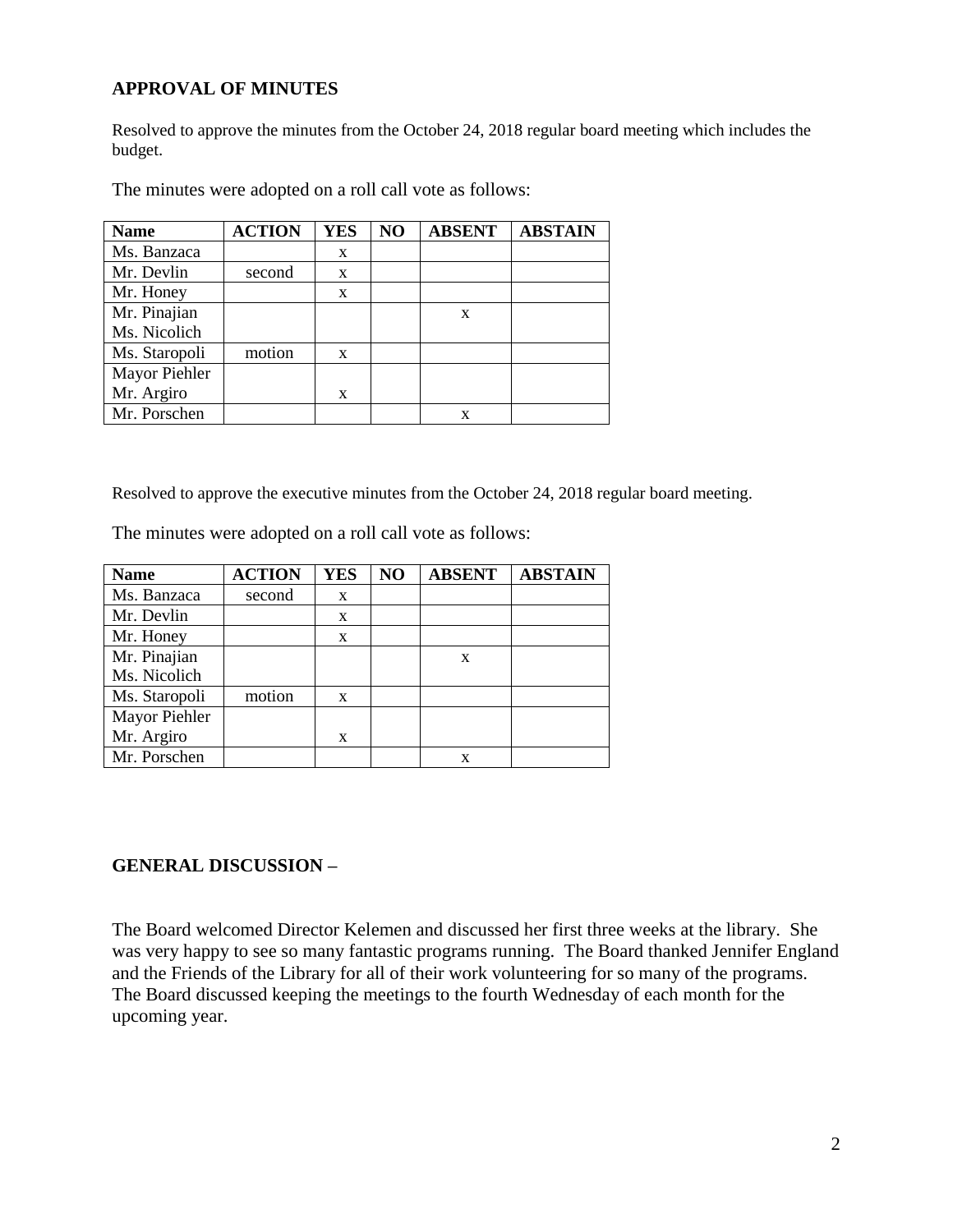## APPROVAL OF MINUTES

Resolved to approve the minutes from the October 24, 2018 regular board meeting which includes the budget.

The minutes were adopted on a roll call vote as follows:

| Name | ACTION | YES | NO | ABSENT | ABSTAIN |
|---|---|---|---|---|---|
| Ms. Banzaca | | x | | | |
| Mr. Devlin | second | x | | | |
| Mr. Honey | | x | | | |
| Mr. Pinajian | | | | x | |
| Ms. Nicolich | | | | | |
| Ms. Staropoli | motion | x | | | |
| Mayor Piehler | | | | | |
| Mr. Argiro | | x | | | |
| Mr. Porschen | | | | x | |

Resolved to approve the executive minutes from the October 24, 2018 regular board meeting.

The minutes were adopted on a roll call vote as follows:

| Name | ACTION | YES | NO | ABSENT | ABSTAIN |
|---|---|---|---|---|---|
| Ms. Banzaca | second | x | | | |
| Mr. Devlin | | x | | | |
| Mr. Honey | | x | | | |
| Mr. Pinajian | | | | x | |
| Ms. Nicolich | | | | | |
| Ms. Staropoli | motion | x | | | |
| Mayor Piehler | | | | | |
| Mr. Argiro | | x | | | |
| Mr. Porschen | | | | x | |

## GENERAL DISCUSSION –

The Board welcomed Director Kelemen and discussed her first three weeks at the library. She was very happy to see so many fantastic programs running. The Board thanked Jennifer England and the Friends of the Library for all of their work volunteering for so many of the programs. The Board discussed keeping the meetings to the fourth Wednesday of each month for the upcoming year.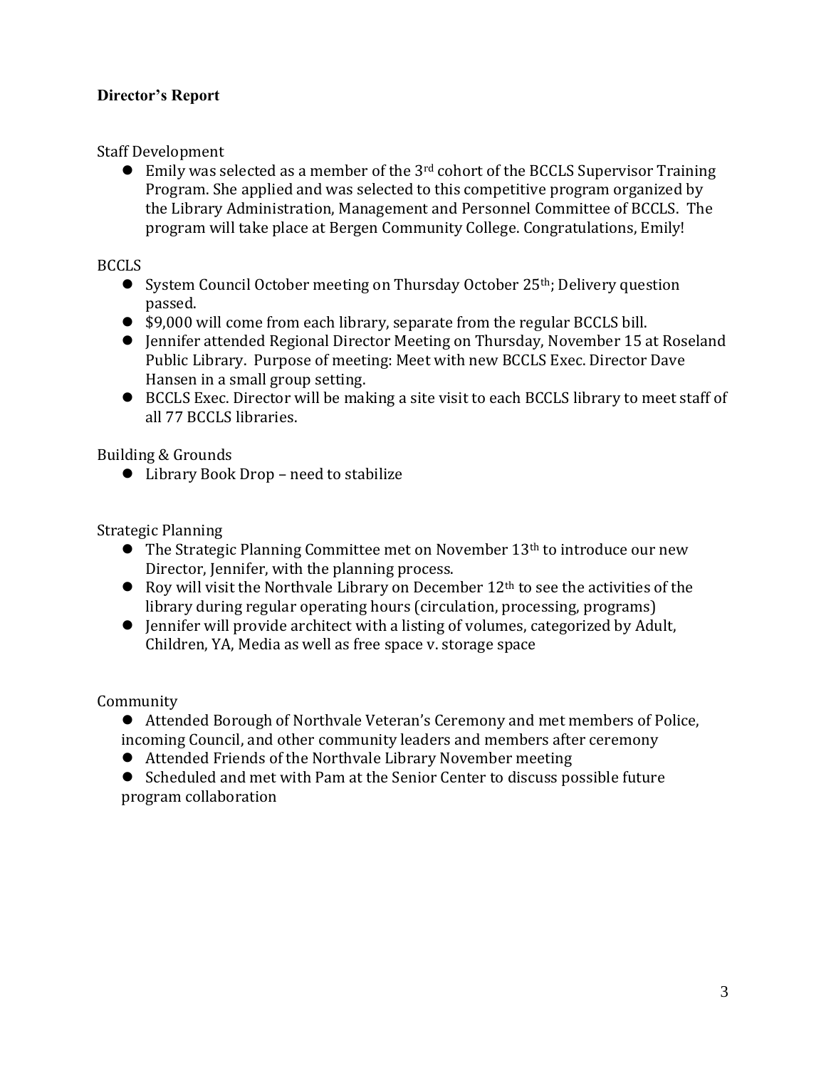**Director's Report**

Staff Development

- Emily was selected as a member of the 3rd cohort of the BCCLS Supervisor Training Program. She applied and was selected to this competitive program organized by the Library Administration, Management and Personnel Committee of BCCLS. The program will take place at Bergen Community College. Congratulations, Emily!

BCCLS

- System Council October meeting on Thursday October 25th; Delivery question passed.
- $9,000 will come from each library, separate from the regular BCCLS bill.
- Jennifer attended Regional Director Meeting on Thursday, November 15 at Roseland Public Library. Purpose of meeting: Meet with new BCCLS Exec. Director Dave Hansen in a small group setting.
- BCCLS Exec. Director will be making a site visit to each BCCLS library to meet staff of all 77 BCCLS libraries.

Building & Grounds

- Library Book Drop – need to stabilize

Strategic Planning

- The Strategic Planning Committee met on November 13th to introduce our new Director, Jennifer, with the planning process.
- Roy will visit the Northvale Library on December 12th to see the activities of the library during regular operating hours (circulation, processing, programs)
- Jennifer will provide architect with a listing of volumes, categorized by Adult, Children, YA, Media as well as free space v. storage space

Community

- Attended Borough of Northvale Veteran's Ceremony and met members of Police, incoming Council, and other community leaders and members after ceremony
- Attended Friends of the Northvale Library November meeting
- Scheduled and met with Pam at the Senior Center to discuss possible future program collaboration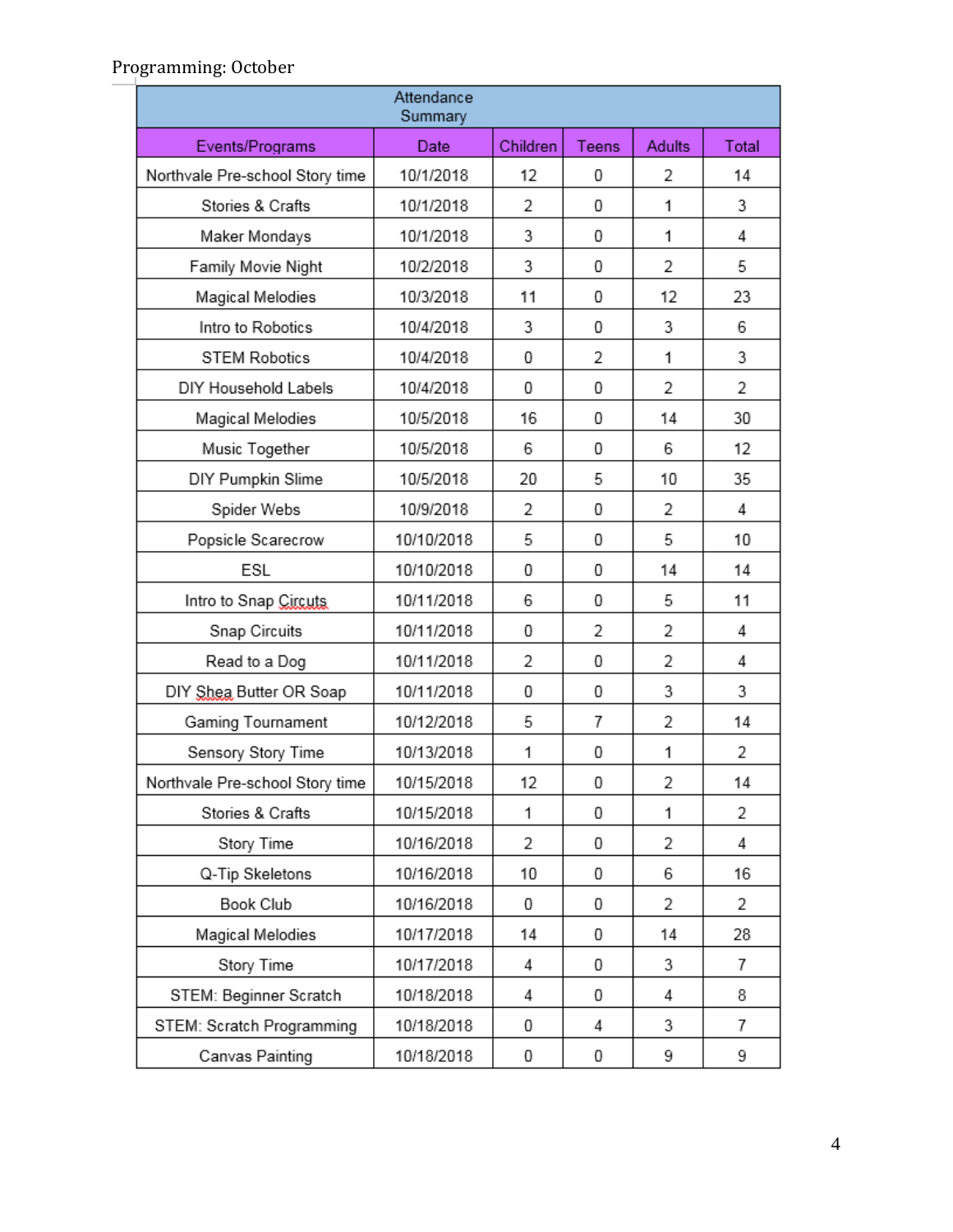Programming: October

| Attendance Summary | | | | | |
|---|---|---|---|---|---|
| Events/Programs | Date | Children | Teens | Adults | Total |
| Northvale Pre-school Story time | 10/1/2018 | 12 | 0 | 2 | 14 |
| Stories & Crafts | 10/1/2018 | 2 | 0 | 1 | 3 |
| Maker Mondays | 10/1/2018 | 3 | 0 | 1 | 4 |
| Family Movie Night | 10/2/2018 | 3 | 0 | 2 | 5 |
| Magical Melodies | 10/3/2018 | 11 | 0 | 12 | 23 |
| Intro to Robotics | 10/4/2018 | 3 | 0 | 3 | 6 |
| STEM Robotics | 10/4/2018 | 0 | 2 | 1 | 3 |
| DIY Household Labels | 10/4/2018 | 0 | 0 | 2 | 2 |
| Magical Melodies | 10/5/2018 | 16 | 0 | 14 | 30 |
| Music Together | 10/5/2018 | 6 | 0 | 6 | 12 |
| DIY Pumpkin Slime | 10/5/2018 | 20 | 5 | 10 | 35 |
| Spider Webs | 10/9/2018 | 2 | 0 | 2 | 4 |
| Popsicle Scarecrow | 10/10/2018 | 5 | 0 | 5 | 10 |
| ESL | 10/10/2018 | 0 | 0 | 14 | 14 |
| Intro to Snap Circuts | 10/11/2018 | 6 | 0 | 5 | 11 |
| Snap Circuits | 10/11/2018 | 0 | 2 | 2 | 4 |
| Read to a Dog | 10/11/2018 | 2 | 0 | 2 | 4 |
| DIY Shea Butter OR Soap | 10/11/2018 | 0 | 0 | 3 | 3 |
| Gaming Tournament | 10/12/2018 | 5 | 7 | 2 | 14 |
| Sensory Story Time | 10/13/2018 | 1 | 0 | 1 | 2 |
| Northvale Pre-school Story time | 10/15/2018 | 12 | 0 | 2 | 14 |
| Stories & Crafts | 10/15/2018 | 1 | 0 | 1 | 2 |
| Story Time | 10/16/2018 | 2 | 0 | 2 | 4 |
| Q-Tip Skeletons | 10/16/2018 | 10 | 0 | 6 | 16 |
| Book Club | 10/16/2018 | 0 | 0 | 2 | 2 |
| Magical Melodies | 10/17/2018 | 14 | 0 | 14 | 28 |
| Story Time | 10/17/2018 | 4 | 0 | 3 | 7 |
| STEM: Beginner Scratch | 10/18/2018 | 4 | 0 | 4 | 8 |
| STEM: Scratch Programming | 10/18/2018 | 0 | 4 | 3 | 7 |
| Canvas Painting | 10/18/2018 | 0 | 0 | 9 | 9 |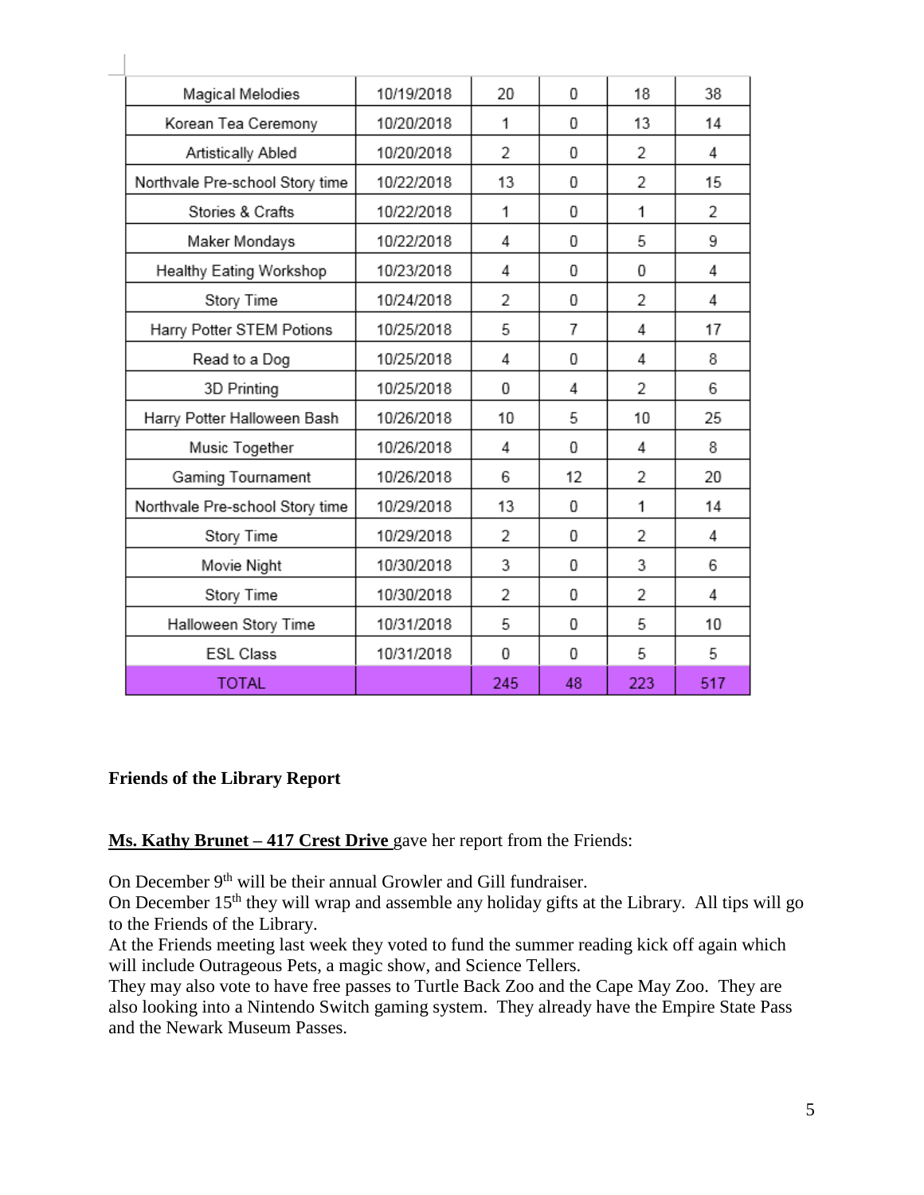| | | | | | |
|---|---|---|---|---|---|
| Magical Melodies | 10/19/2018 | 20 | 0 | 18 | 38 |
| Korean Tea Ceremony | 10/20/2018 | 1 | 0 | 13 | 14 |
| Artistically Abled | 10/20/2018 | 2 | 0 | 2 | 4 |
| Northvale Pre-school Story time | 10/22/2018 | 13 | 0 | 2 | 15 |
| Stories & Crafts | 10/22/2018 | 1 | 0 | 1 | 2 |
| Maker Mondays | 10/22/2018 | 4 | 0 | 5 | 9 |
| Healthy Eating Workshop | 10/23/2018 | 4 | 0 | 0 | 4 |
| Story Time | 10/24/2018 | 2 | 0 | 2 | 4 |
| Harry Potter STEM Potions | 10/25/2018 | 5 | 7 | 4 | 17 |
| Read to a Dog | 10/25/2018 | 4 | 0 | 4 | 8 |
| 3D Printing | 10/25/2018 | 0 | 4 | 2 | 6 |
| Harry Potter Halloween Bash | 10/26/2018 | 10 | 5 | 10 | 25 |
| Music Together | 10/26/2018 | 4 | 0 | 4 | 8 |
| Gaming Tournament | 10/26/2018 | 6 | 12 | 2 | 20 |
| Northvale Pre-school Story time | 10/29/2018 | 13 | 0 | 1 | 14 |
| Story Time | 10/29/2018 | 2 | 0 | 2 | 4 |
| Movie Night | 10/30/2018 | 3 | 0 | 3 | 6 |
| Story Time | 10/30/2018 | 2 | 0 | 2 | 4 |
| Halloween Story Time | 10/31/2018 | 5 | 0 | 5 | 10 |
| ESL Class | 10/31/2018 | 0 | 0 | 5 | 5 |
| TOTAL | | 245 | 48 | 223 | 517 |

**Friends of the Library Report**

**Ms. Kathy Brunet – 417 Crest Drive** gave her report from the Friends:

On December 9th will be their annual Growler and Gill fundraiser.
On December 15th they will wrap and assemble any holiday gifts at the Library. All tips will go to the Friends of the Library.
At the Friends meeting last week they voted to fund the summer reading kick off again which will include Outrageous Pets, a magic show, and Science Tellers.
They may also vote to have free passes to Turtle Back Zoo and the Cape May Zoo. They are also looking into a Nintendo Switch gaming system. They already have the Empire State Pass and the Newark Museum Passes.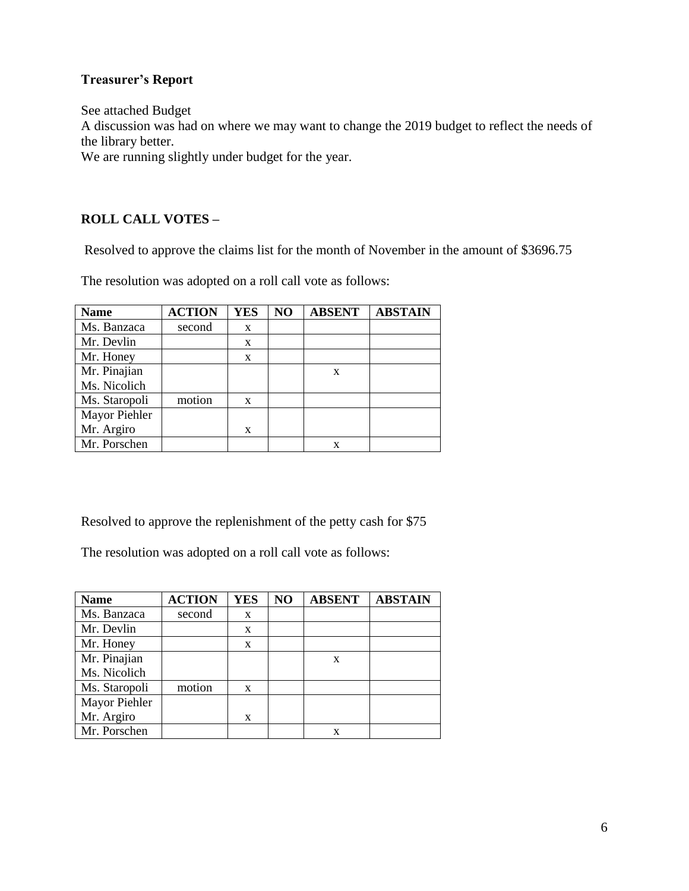**Treasurer's Report**

See attached Budget
A discussion was had on where we may want to change the 2019 budget to reflect the needs of the library better.
We are running slightly under budget for the year.

**ROLL CALL VOTES –**

Resolved to approve the claims list for the month of November in the amount of \$3696.75

The resolution was adopted on a roll call vote as follows:

| Name | ACTION | YES | NO | ABSENT | ABSTAIN |
|---|---|---|---|---|---|
| Ms. Banzaca | second | x | | | |
| Mr. Devlin | | x | | | |
| Mr. Honey | | x | | | |
| Mr. Pinajian Ms. Nicolich | | | | x | |
| Ms. Staropoli | motion | x | | | |
| Mayor Piehler Mr. Argiro | | x | | | |
| Mr. Porschen | | | | x | |

Resolved to approve the replenishment of the petty cash for \$75

The resolution was adopted on a roll call vote as follows:

| Name | ACTION | YES | NO | ABSENT | ABSTAIN |
|---|---|---|---|---|---|
| Ms. Banzaca | second | x | | | |
| Mr. Devlin | | x | | | |
| Mr. Honey | | x | | | |
| Mr. Pinajian Ms. Nicolich | | | | x | |
| Ms. Staropoli | motion | x | | | |
| Mayor Piehler Mr. Argiro | | x | | | |
| Mr. Porschen | | | | x | |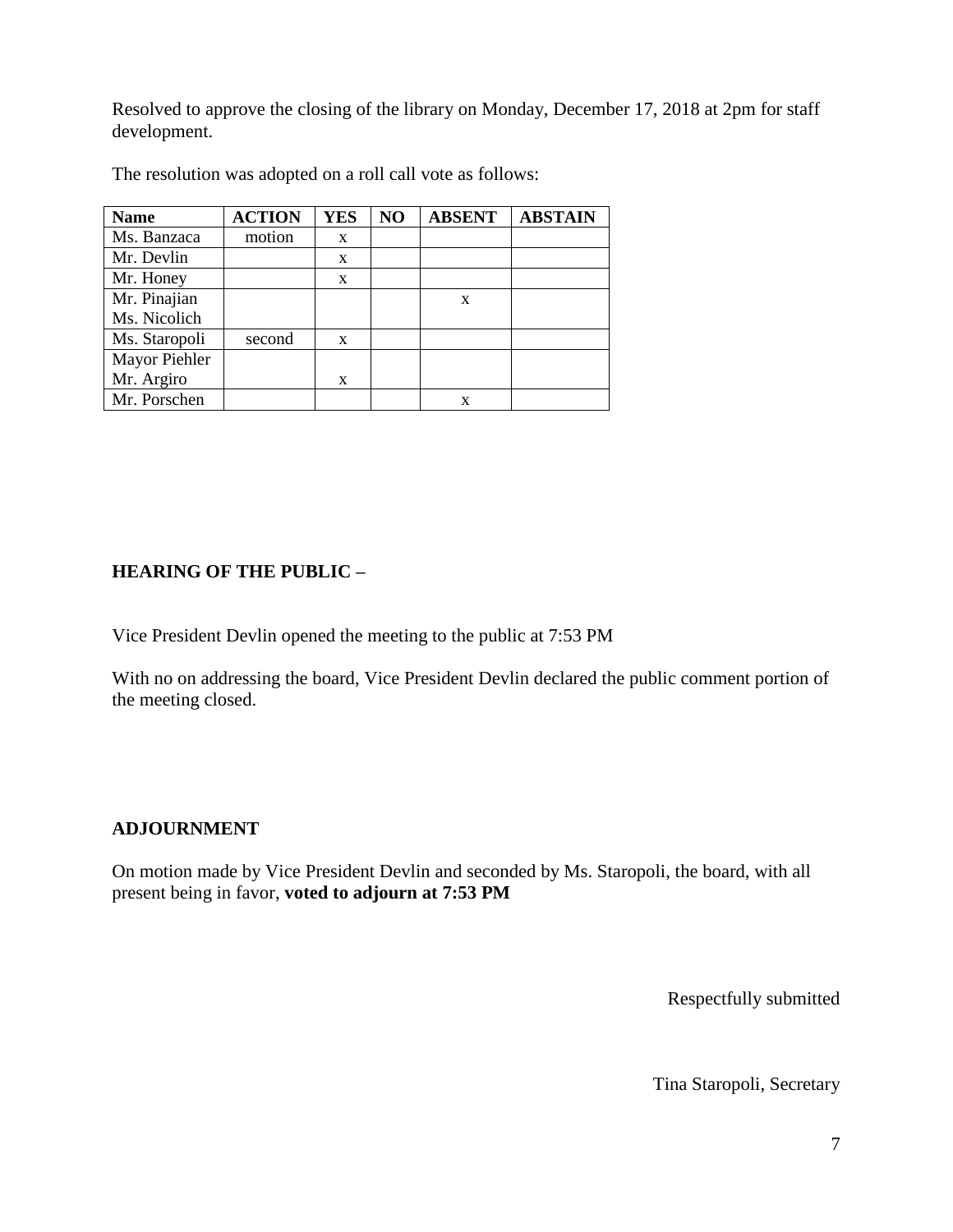Resolved to approve the closing of the library on Monday, December 17, 2018 at 2pm for staff development.

The resolution was adopted on a roll call vote as follows:

| Name | ACTION | YES | NO | ABSENT | ABSTAIN |
|---|---|---|---|---|---|
| Ms. Banzaca | motion | x | | | |
| Mr. Devlin | | x | | | |
| Mr. Honey | | x | | | |
| Mr. Pinajian<br>Ms. Nicolich | | | | x | |
| Ms. Staropoli | second | x | | | |
| Mayor Piehler<br>Mr. Argiro | | x | | | |
| Mr. Porschen | | | | x | |

**HEARING OF THE PUBLIC –**

Vice President Devlin opened the meeting to the public at 7:53 PM

With no on addressing the board, Vice President Devlin declared the public comment portion of the meeting closed.

**ADJOURNMENT**

On motion made by Vice President Devlin and seconded by Ms. Staropoli, the board, with all present being in favor, **voted to adjourn at 7:53 PM**

Respectfully submitted

Tina Staropoli, Secretary